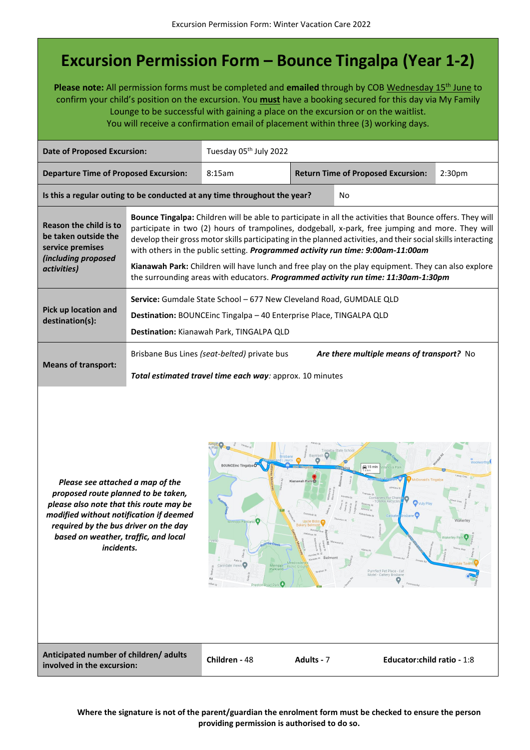# Excursion Permission Form – Bounce Tingalpa (Year 1-2)

**Please note:** All permission forms must be completed and **emailed** through by COB Wednesday 15th June to confirm your child's position on the excursion. You **must** have a booking secured for this day via My Family Lounge to be successful with gaining a place on the excursion or on the waitlist.
You will receive a confirmation email of placement within three (3) working days.

| | | | |
|---|---|---|---|
| **Date of Proposed Excursion:** | Tuesday 05th July 2022 | | |
| **Departure Time of Proposed Excursion:** | 8:15am | **Return Time of Proposed Excursion:** | 2:30pm |
| **Is this a regular outing to be conducted at any time throughout the year?** | No | | |

**Reason the child is to be taken outside the service premises *(including proposed activities)***

**Bounce Tingalpa:** Children will be able to participate in all the activities that Bounce offers. They will participate in two (2) hours of trampolines, dodgeball, x-park, free jumping and more. They will develop their gross motor skills participating in the planned activities, and their social skills interacting with others in the public setting. ***Programmed activity run time: 9:00am-11:00am***

**Kianawah Park:** Children will have lunch and free play on the play equipment. They can also explore the surrounding areas with educators. ***Programmed activity run time: 11:30am-1:30pm***

**Pick up location and destination(s):**

**Service:** Gumdale State School – 677 New Cleveland Road, GUMDALE QLD

**Destination:** BOUNCEinc Tingalpa – 40 Enterprise Place, TINGALPA QLD

**Destination:** Kianawah Park, TINGALPA QLD

**Means of transport:**

Brisbane Bus Lines *(seat-belted)* private bus ***Are there multiple means of transport?*** No

***Total estimated travel time each way**:* approx. 10 minutes

***Please see attached a map of the proposed route planned to be taken, please also note that this route may be modified without notification if deemed required by the bus driver on the day based on weather, traffic, and local incidents.***

| | | | |
|---|---|---|---|
| **Anticipated number of children/ adults involved in the excursion:** | **Children** - 48 | **Adults** - 7 | **Educator:child ratio** - 1:8 |

**Where the signature is not of the parent/guardian the enrolment form must be checked to ensure the person providing permission is authorised to do so.**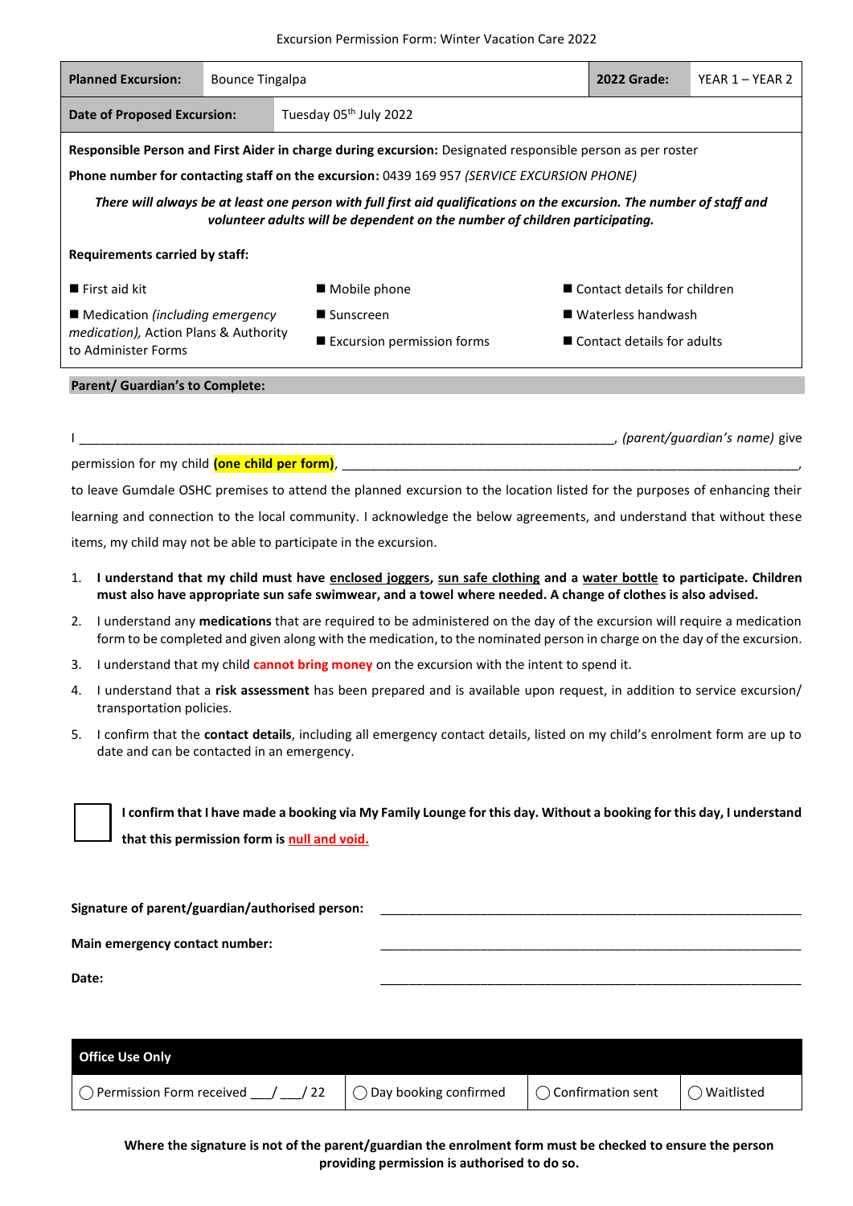Excurson Permission Form: Winter Vacation Care 2022

| | | | |
|---|---|---|---|
| **Planned Excursion:** | Bounce Tingalpa | **2022 Grade:** | YEAR 1 – YEAR 2 |
| **Date of Proposed Excursion:** | Tuesday 05th July 2022 | | |

**Responsible Person and First Aider in charge during excursion:** Designated responsible person as per roster

**Phone number for contacting staff on the excursion:** 0439 169 957 *(SERVICE EXCURSION PHONE)*

***There will always be at least one person with full first aid qualifications on the excursion. The number of staff and volunteer adults will be dependent on the number of children participating.***

**Requirements carried by staff:**

- First aid kit
- Medication *(including emergency medication)*, Action Plans & Authority to Administer Forms
- Mobile phone
- Sunscreen
- Excursion permission forms
- Contact details for children
- Waterless handwash
- Contact details for adults

**Parent/ Guardian's to Complete:**

I ______________________________________________________________________, *(parent/guardian's name)* give permission for my child **(one child per form)**, ______________________________________________________________, to leave Gumdale OSHC premises to attend the planned excursion to the location listed for the purposes of enhancing their learning and connection to the local community. I acknowledge the below agreements, and understand that without these items, my child may not be able to participate in the excursion.

1. **I understand that my child must have enclosed joggers, sun safe clothing and a water bottle to participate. Children must also have appropriate sun safe swimwear, and a towel where needed. A change of clothes is also advised.**
2. I understand any **medications** that are required to be administered on the day of the excursion will require a medication form to be completed and given along with the medication, to the nominated person in charge on the day of the excursion.
3. I understand that my child **cannot bring money** on the excursion with the intent to spend it.
4. I understand that a **risk assessment** has been prepared and is available upon request, in addition to service excursion/ transportation policies.
5. I confirm that the **contact details**, including all emergency contact details, listed on my child's enrolment form are up to date and can be contacted in an emergency.

☐ **I confirm that I have made a booking via My Family Lounge for this day. Without a booking for this day, I understand that this permission form is null and void.**

**Signature of parent/guardian/authorised person:** ______________________________________________

**Main emergency contact number:** ______________________________________________

**Date:** ______________________________________________

| **Office Use Only** | | | |
|---|---|---|---|
| ◯ Permission Form received ___/ ___/ 22 | ◯ Day booking confirmed | ◯ Confirmation sent | ◯ Waitlisted |

**Where the signature is not of the parent/guardian the enrolment form must be checked to ensure the person providing permission is authorised to do so.**